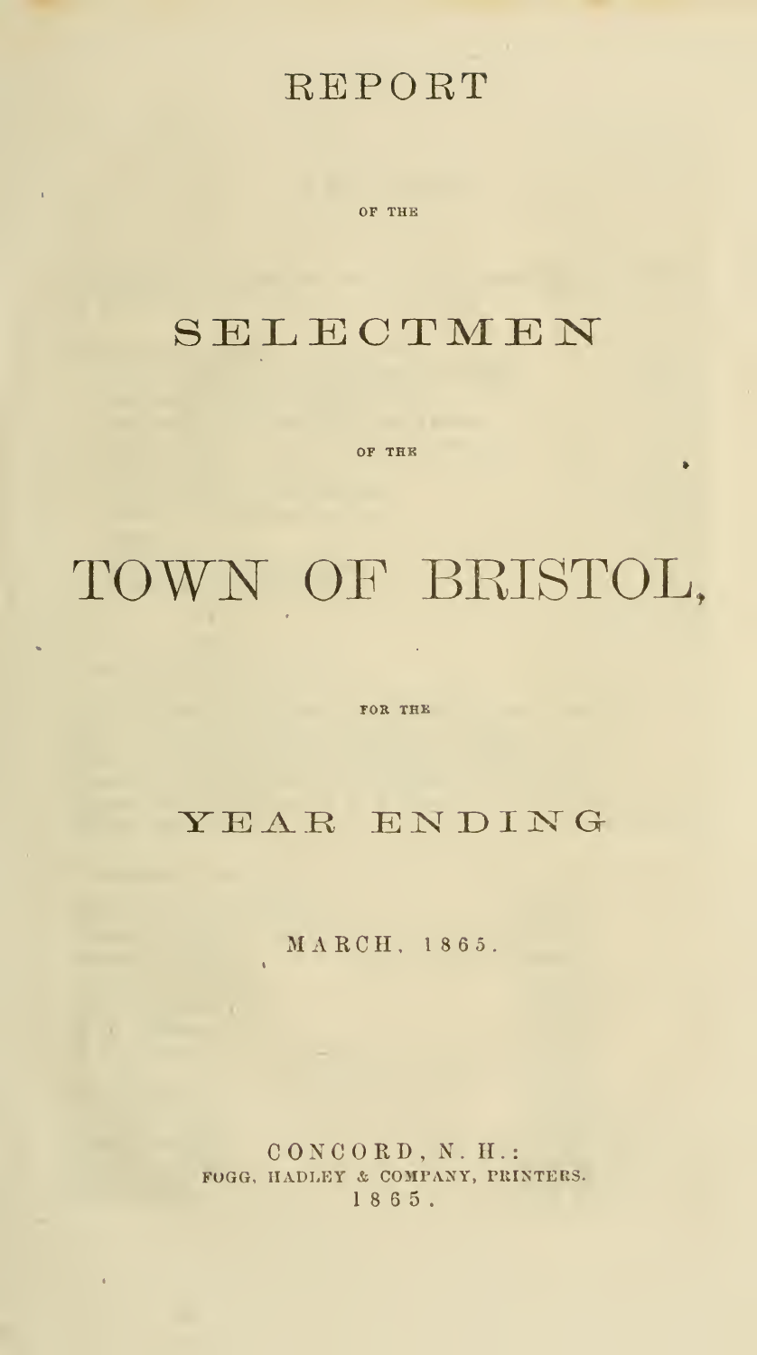# REPORT

OF THE

# SELECTMEN

OF THE

# TOWN OF BRISTOL,

FOR THE

## YEAR ENDING

MARCH, 1865.

CONCORD, N. H.:
FOGG, HADLEY & COMPANY, PRINTERS.
1865.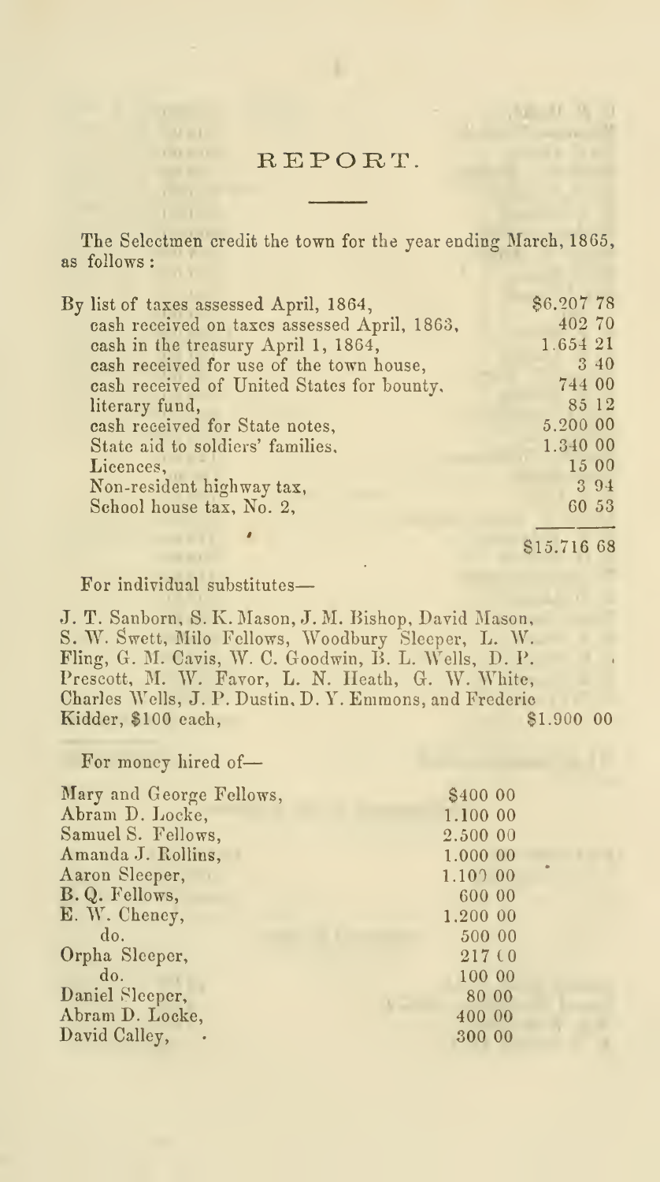# REPORT.

The Selectmen credit the town for the year ending March, 1865, as follows:

| | |
|---|---|
| By list of taxes assessed April, 1864, | $6.207 78 |
| cash received on taxes assessed April, 1863, | 402 70 |
| cash in the treasury April 1, 1864, | 1.654 21 |
| cash received for use of the town house, | 3 40 |
| cash received of United States for bounty, | 744 00 |
| literary fund, | 85 12 |
| cash received for State notes, | 5.200 00 |
| State aid to soldiers' families, | 1.340 00 |
| Licences, | 15 00 |
| Non-resident highway tax, | 3 94 |
| School house tax, No. 2, | 60 53 |
| | $15.716 68 |

For individual substitutes—

J. T. Sanborn, S. K. Mason, J. M. Bishop, David Mason, S. W. Swett, Milo Fellows, Woodbury Sleeper, L. W. Fling, G. M. Cavis, W. C. Goodwin, B. L. Wells, D. P. Prescott, M. W. Favor, L. N. Heath, G. W. White, Charles Wells, J. P. Dustin, D. Y. Emmons, and Frederic Kidder, $100 each, $1.900 00

For money hired of—

| | |
|---|---|
| Mary and George Fellows, | $400 00 |
| Abram D. Locke, | 1.100 00 |
| Samuel S. Fellows, | 2.500 00 |
| Amanda J. Rollins, | 1.000 00 |
| Aaron Sleeper, | 1.100 00 |
| B. Q. Fellows, | 600 00 |
| E. W. Cheney, | 1.200 00 |
| do. | 500 00 |
| Orpha Sleeper, | 217 00 |
| do. | 100 00 |
| Daniel Sleeper, | 80 00 |
| Abram D. Locke, | 400 00 |
| David Calley, | 300 00 |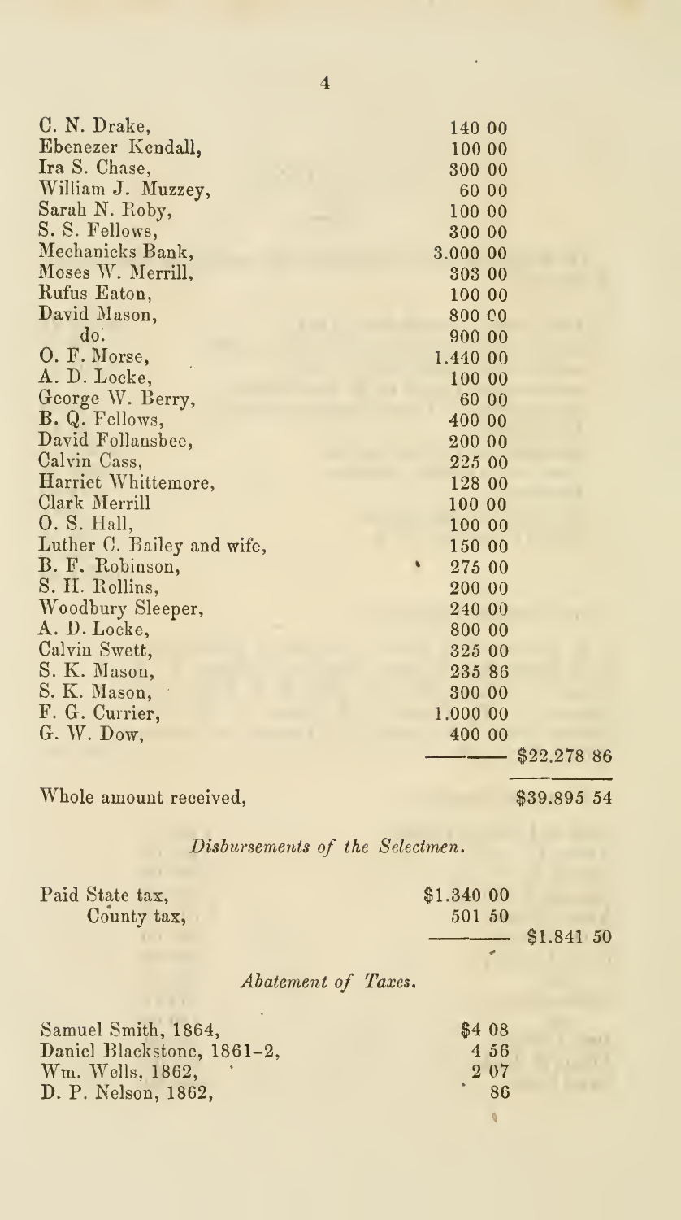| | | |
|---|---|---|
| C. N. Drake, | 140 00 | |
| Ebenezer Kendall, | 100 00 | |
| Ira S. Chase, | 300 00 | |
| William J. Muzzey, | 60 00 | |
| Sarah N. Roby, | 100 00 | |
| S. S. Fellows, | 300 00 | |
| Mechanicks Bank, | 3.000 00 | |
| Moses W. Merrill, | 303 00 | |
| Rufus Eaton, | 100 00 | |
| David Mason, | 800 00 | |
| do. | 900 00 | |
| O. F. Morse, | 1.440 00 | |
| A. D. Locke, | 100 00 | |
| George W. Berry, | 60 00 | |
| B. Q. Fellows, | 400 00 | |
| David Follansbee, | 200 00 | |
| Calvin Cass, | 225 00 | |
| Harriet Whittemore, | 128 00 | |
| Clark Merrill | 100 00 | |
| O. S. Hall, | 100 00 | |
| Luther C. Bailey and wife, | 150 00 | |
| B. F. Robinson, | 275 00 | |
| S. H. Rollins, | 200 00 | |
| Woodbury Sleeper, | 240 00 | |
| A. D. Locke, | 800 00 | |
| Calvin Swett, | 325 00 | |
| S. K. Mason, | 235 86 | |
| S. K. Mason, | 300 00 | |
| F. G. Currier, | 1.000 00 | |
| G. W. Dow, | 400 00 | |
| | | $22.278 86 |
| Whole amount received, | | $39.895 54 |

*Disbursements of the Selectmen.*

| | | |
|---|---|---|
| Paid State tax, | $1.340 00 | |
| County tax, | 501 50 | |
| | | $1.841 50 |

*Abatement of Taxes.*

| | |
|---|---|
| Samuel Smith, 1864, | $4 08 |
| Daniel Blackstone, 1861–2, | 4 56 |
| Wm. Wells, 1862, | 2 07 |
| D. P. Nelson, 1862, | 86 |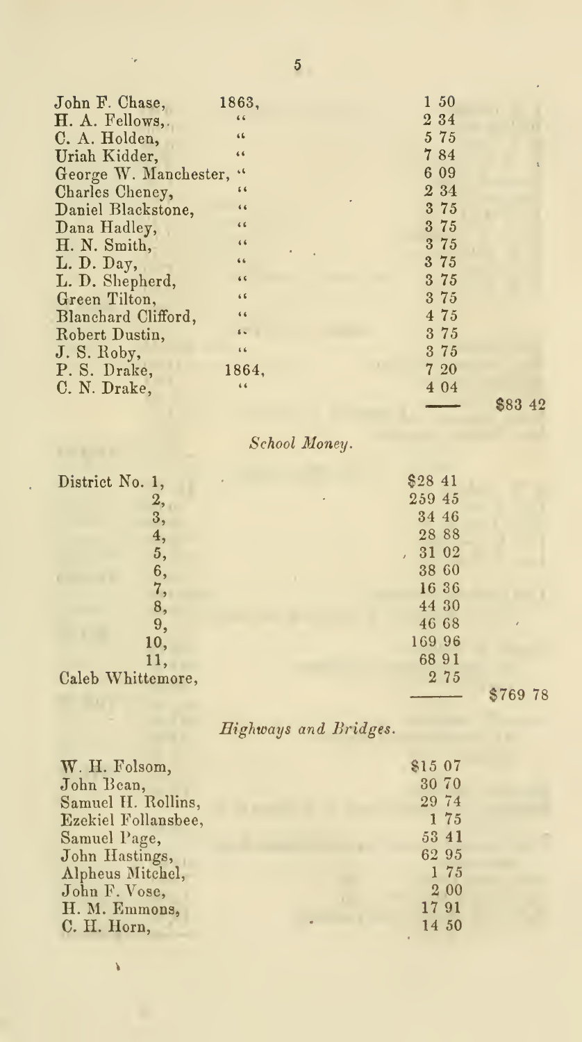| | | | |
|---|---|---|---|
| John F. Chase, | 1863, | 1 50 | |
| H. A. Fellows, | " | 2 34 | |
| C. A. Holden, | " | 5 75 | |
| Uriah Kidder, | " | 7 84 | |
| George W. Manchester, | " | 6 09 | |
| Charles Cheney, | " | 2 34 | |
| Daniel Blackstone, | " | 3 75 | |
| Dana Hadley, | " | 3 75 | |
| H. N. Smith, | " | 3 75 | |
| L. D. Day, | " | 3 75 | |
| L. D. Shepherd, | " | 3 75 | |
| Green Tilton, | " | 3 75 | |
| Blanchard Clifford, | " | 4 75 | |
| Robert Dustin, | " | 3 75 | |
| J. S. Roby, | " | 3 75 | |
| P. S. Drake, | 1864, | 7 20 | |
| C. N. Drake, | " | 4 04 | |
| | | | $83 42 |

## *School Money.*

| | | |
|---|---|---|
| District No. 1, | $28 41 | |
| 2, | 259 45 | |
| 3, | 34 46 | |
| 4, | 28 88 | |
| 5, | 31 02 | |
| 6, | 38 60 | |
| 7, | 16 36 | |
| 8, | 44 30 | |
| 9, | 46 68 | |
| 10, | 169 96 | |
| 11, | 68 91 | |
| Caleb Whittemore, | 2 75 | |
| | | $769 78 |

## *Highways and Bridges.*

| | |
|---|---|
| W. H. Folsom, | $15 07 |
| John Bean, | 30 70 |
| Samuel H. Rollins, | 29 74 |
| Ezekiel Follansbee, | 1 75 |
| Samuel Page, | 53 41 |
| John Hastings, | 62 95 |
| Alpheus Mitchel, | 1 75 |
| John F. Vose, | 2 00 |
| H. M. Emmons, | 17 91 |
| C. H. Horn, | 14 50 |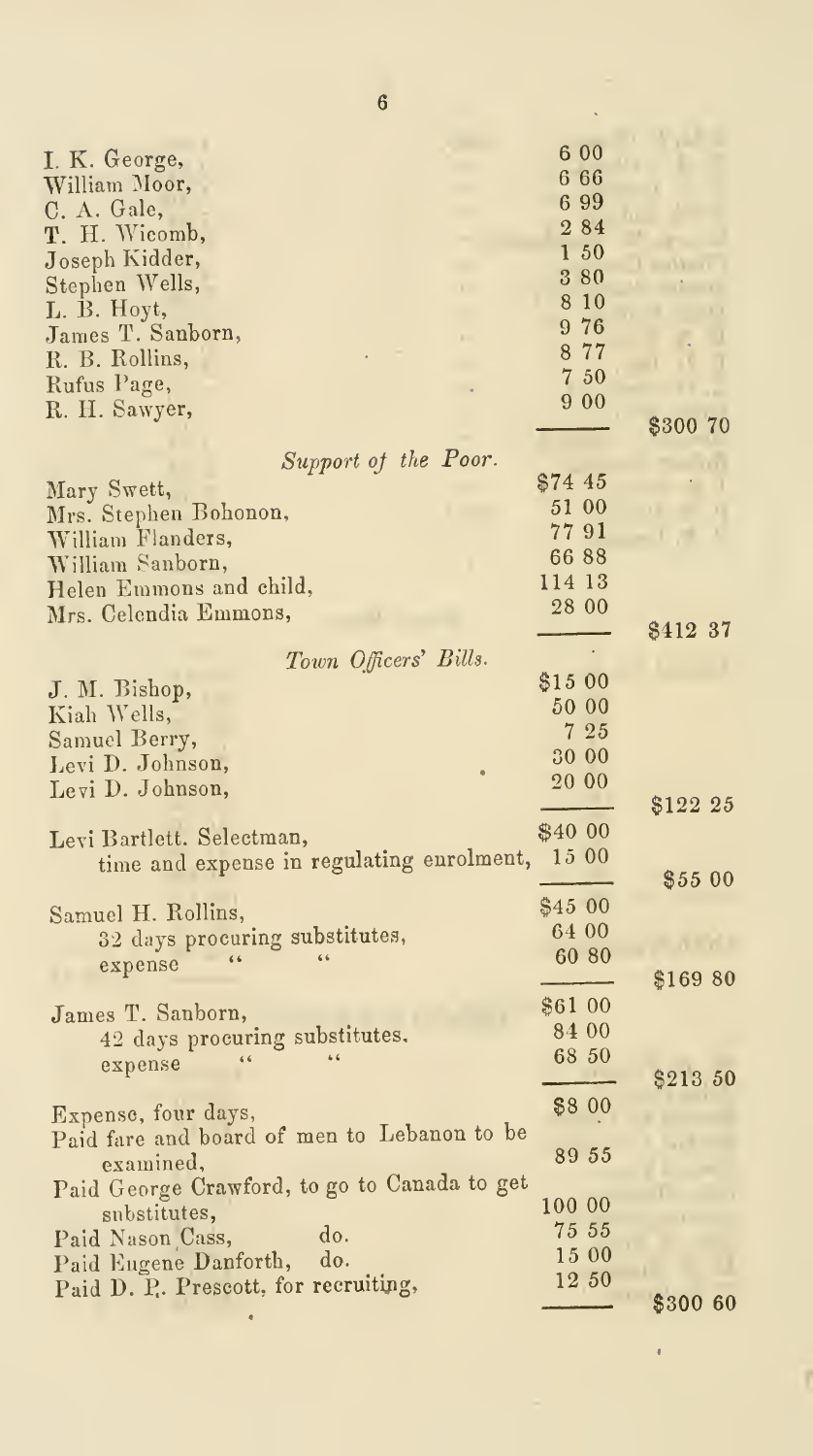| | | |
|---|---|---|
| I. K. George, | 6 00 | |
| William Moor, | 6 66 | |
| C. A. Gale, | 6 99 | |
| T. H. Wicomb, | 2 84 | |
| Joseph Kidder, | 1 50 | |
| Stephen Wells, | 3 80 | |
| L. B. Hoyt, | 8 10 | |
| James T. Sanborn, | 9 76 | |
| R. B. Rollins, | 8 77 | |
| Rufus Page, | 7 50 | |
| R. H. Sawyer, | 9 00 | |
| | | $300 70 |

*Support of the Poor.*

| | | |
|---|---|---|
| Mary Swett, | $74 45 | |
| Mrs. Stephen Bohonon, | 51 00 | |
| William Flanders, | 77 91 | |
| William Sanborn, | 66 88 | |
| Helen Emmons and child, | 114 13 | |
| Mrs. Celendia Emmons, | 28 00 | |
| | | $412 37 |

*Town Officers' Bills.*

| | | |
|---|---|---|
| J. M. Bishop, | $15 00 | |
| Kiah Wells, | 50 00 | |
| Samuel Berry, | 7 25 | |
| Levi D. Johnson, | 30 00 | |
| Levi D. Johnson, | 20 00 | |
| | | $122 25 |
| Levi Bartlett. Selectman, | $40 00 | |
| time and expense in regulating enrolment, | 15 00 | |
| | | $55 00 |
| Samuel H. Rollins, | $45 00 | |
| 32 days procuring substitutes, | 64 00 | |
| expense " " | 60 80 | |
| | | $169 80 |
| James T. Sanborn, | $61 00 | |
| 42 days procuring substitutes. | 84 00 | |
| expense " " | 68 50 | |
| | | $213 50 |
| Expense, four days, | $8 00 | |
| Paid fare and board of men to Lebanon to be examined, | 89 55 | |
| Paid George Crawford, to go to Canada to get substitutes, | 100 00 | |
| Paid Nason Cass, do. | 75 55 | |
| Paid Eugene Danforth, do. | 15 00 | |
| Paid D. P. Prescott, for recruiting, | 12 50 | |
| | | $300 60 |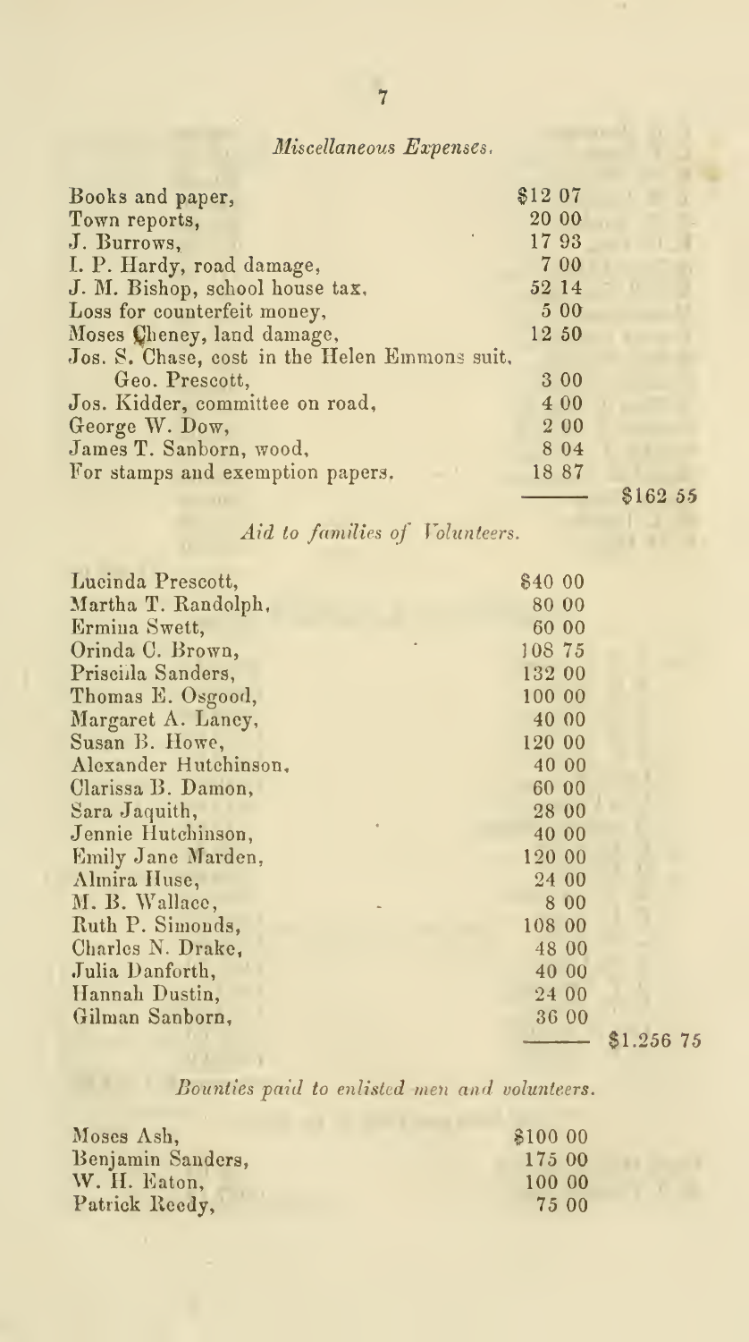*Miscellaneous Expenses.*

| | | |
|---|---|---|
| Books and paper, | $12 07 | |
| Town reports, | 20 00 | |
| J. Burrows, | 17 93 | |
| I. P. Hardy, road damage, | 7 00 | |
| J. M. Bishop, school house tax, | 52 14 | |
| Loss for counterfeit money, | 5 00 | |
| Moses Cheney, land damage, | 12 50 | |
| Jos. S. Chase, cost in the Helen Emmons suit, | | |
| Geo. Prescott, | 3 00 | |
| Jos. Kidder, committee on road, | 4 00 | |
| George W. Dow, | 2 00 | |
| James T. Sanborn, wood, | 8 04 | |
| For stamps and exemption papers. | 18 87 | |
| | | $162 55 |

*Aid to families of Volunteers.*

| | | |
|---|---|---|
| Lucinda Prescott, | $40 00 | |
| Martha T. Randolph, | 80 00 | |
| Ermina Swett, | 60 00 | |
| Orinda C. Brown, | 108 75 | |
| Priscilla Sanders, | 132 00 | |
| Thomas E. Osgood, | 100 00 | |
| Margaret A. Lancy, | 40 00 | |
| Susan B. Howe, | 120 00 | |
| Alexander Hutchinson, | 40 00 | |
| Clarissa B. Damon, | 60 00 | |
| Sara Jaquith, | 28 00 | |
| Jennie Hutchinson, | 40 00 | |
| Emily Jane Marden, | 120 00 | |
| Almira Huse, | 24 00 | |
| M. B. Wallace, | 8 00 | |
| Ruth P. Simonds, | 108 00 | |
| Charles N. Drake, | 48 00 | |
| Julia Danforth, | 40 00 | |
| Hannah Dustin, | 24 00 | |
| Gilman Sanborn, | 36 00 | |
| | | $1.256 75 |

*Bounties paid to enlisted men and volunteers.*

| | |
|---|---|
| Moses Ash, | $100 00 |
| Benjamin Sanders, | 175 00 |
| W. H. Eaton, | 100 00 |
| Patrick Reedy, | 75 00 |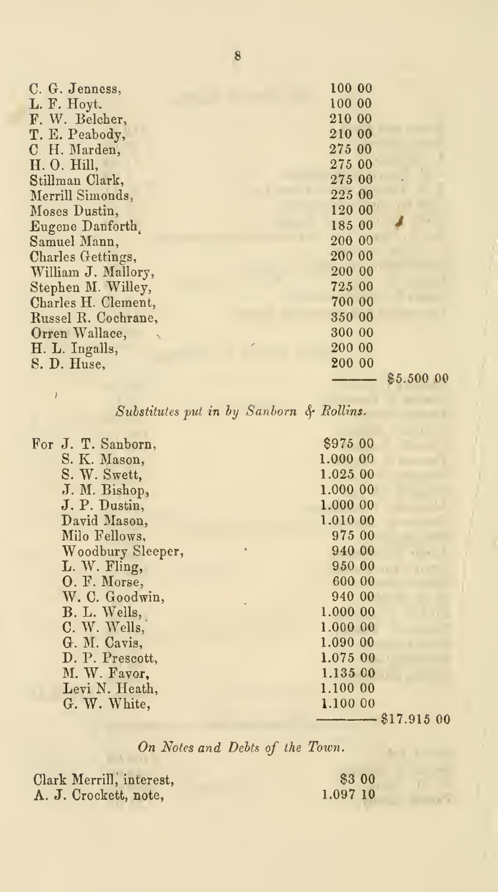| | | |
|---|---|---|
| C. G. Jenness, | 100 00 | |
| L. F. Hoyt. | 100 00 | |
| F. W. Belcher, | 210 00 | |
| T. E. Peabody, | 210 00 | |
| C. H. Marden, | 275 00 | |
| H. O. Hill, | 275 00 | |
| Stillman Clark, | 275 00 | |
| Merrill Simonds, | 225 00 | |
| Moses Dustin, | 120 00 | |
| Eugene Danforth, | 185 00 | |
| Samuel Mann, | 200 00 | |
| Charles Gettings, | 200 00 | |
| William J. Mallory, | 200 00 | |
| Stephen M. Willey, | 725 00 | |
| Charles H. Clement, | 700 00 | |
| Russel R. Cochrane, | 350 00 | |
| Orren Wallace, | 300 00 | |
| H. L. Ingalls, | 200 00 | |
| S. D. Huse, | 200 00 | |
| | | $5.500 00 |

*Substitutes put in by Sanborn & Rollins.*

| | | |
|---|---|---|
| For J. T. Sanborn, | $975 00 | |
| S. K. Mason, | 1.000 00 | |
| S. W. Swett, | 1.025 00 | |
| J. M. Bishop, | 1.000 00 | |
| J. P. Dustin, | 1.000 00 | |
| David Mason, | 1.010 00 | |
| Milo Fellows, | 975 00 | |
| Woodbury Sleeper, | 940 00 | |
| L. W. Fling, | 950 00 | |
| O. F. Morse, | 600 00 | |
| W. C. Goodwin, | 940 00 | |
| B. L. Wells, | 1.000 00 | |
| C. W. Wells, | 1.000 00 | |
| G. M. Cavis, | 1.090 00 | |
| D. P. Prescott, | 1.075 00 | |
| M. W. Favor, | 1.135 00 | |
| Levi N. Heath, | 1.100 00 | |
| G. W. White, | 1.100 00 | |
| | | $17.915 00 |

*On Notes and Debts of the Town.*

| | |
|---|---|
| Clark Merrill, interest, | $3 00 |
| A. J. Crockett, note, | 1.097 10 |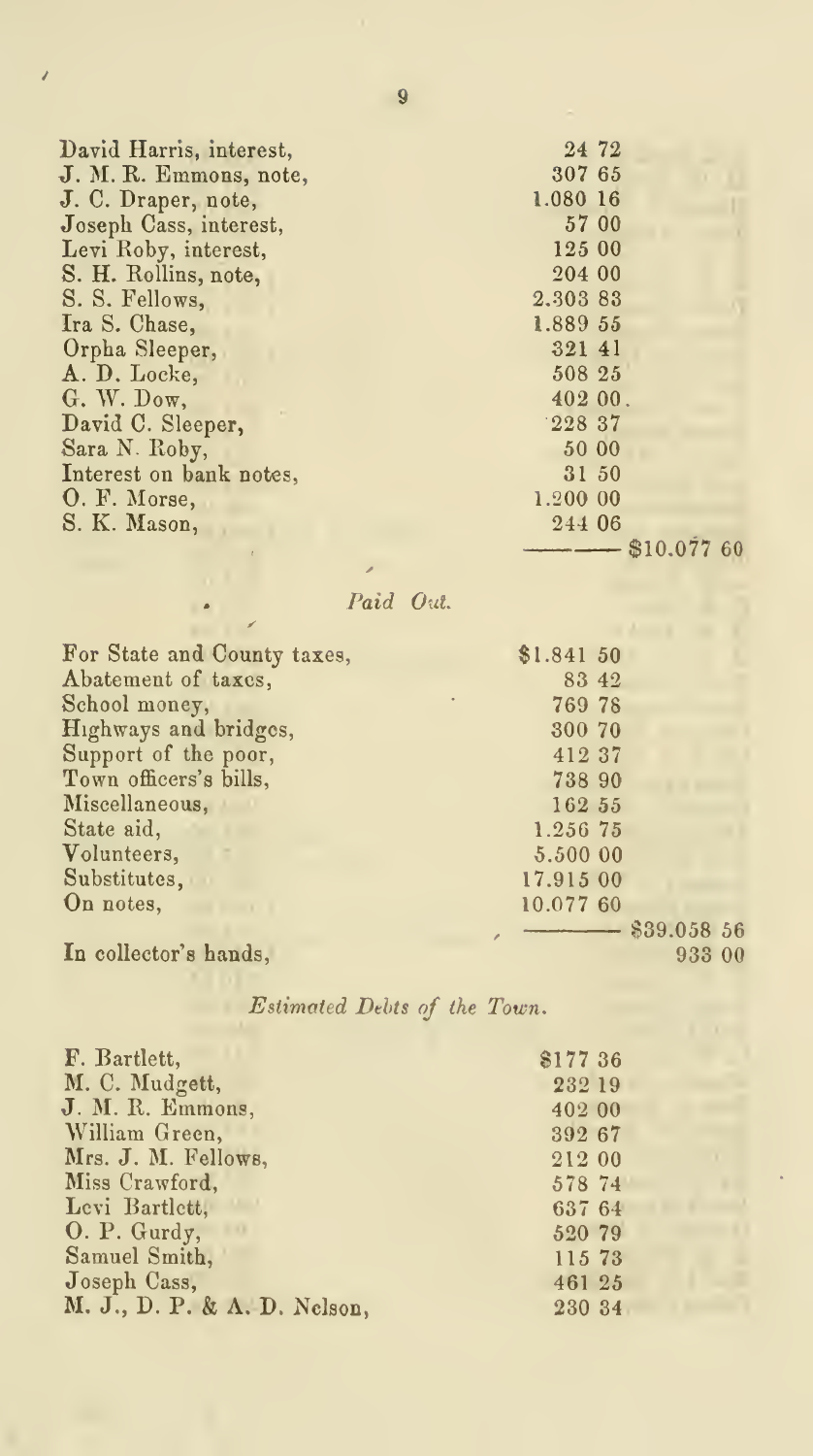| | | |
|---|---|---|
| David Harris, interest, | 24 72 | |
| J. M. R. Emmons, note, | 307 65 | |
| J. C. Draper, note, | 1.080 16 | |
| Joseph Cass, interest, | 57 00 | |
| Levi Roby, interest, | 125 00 | |
| S. H. Rollins, note, | 204 00 | |
| S. S. Fellows, | 2.303 83 | |
| Ira S. Chase, | 1.889 55 | |
| Orpha Sleeper, | 321 41 | |
| A. D. Locke, | 508 25 | |
| G. W. Dow, | 402 00. | |
| David C. Sleeper, | 228 37 | |
| Sara N. Roby, | 50 00 | |
| Interest on bank notes, | 31 50 | |
| O. F. Morse, | 1.200 00 | |
| S. K. Mason, | 244 06 | |
| | | $10.077 60 |

*Paid Out.*

| | | |
|---|---|---|
| For State and County taxes, | $1.841 50 | |
| Abatement of taxes, | 83 42 | |
| School money, | 769 78 | |
| Highways and bridges, | 300 70 | |
| Support of the poor, | 412 37 | |
| Town officers's bills, | 738 90 | |
| Miscellaneous, | 162 55 | |
| State aid, | 1.256 75 | |
| Volunteers, | 5.500 00 | |
| Substitutes, | 17.915 00 | |
| On notes, | 10.077 60 | |
| | | $39.058 56 |
| In collector's hands, | | 933 00 |

*Estimated Debts of the Town.*

| | |
|---|---|
| F. Bartlett, | $177 36 |
| M. C. Mudgett, | 232 19 |
| J. M. R. Emmons, | 402 00 |
| William Green, | 392 67 |
| Mrs. J. M. Fellows, | 212 00 |
| Miss Crawford, | 578 74 |
| Levi Bartlett, | 637 64 |
| O. P. Gurdy, | 520 79 |
| Samuel Smith, | 115 73 |
| Joseph Cass, | 461 25 |
| M. J., D. P. & A. D. Nelson, | 230 34 |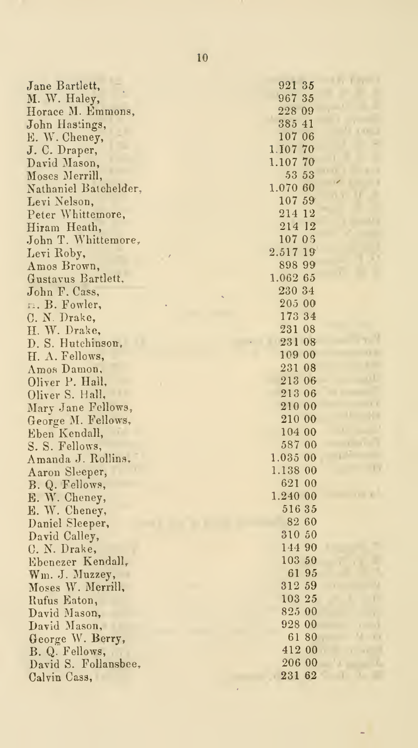| | |
|---|---|
| Jane Bartlett, | 921 35 |
| M. W. Haley, | 967 35 |
| Horace M. Emmons, | 228 09 |
| John Hastings, | 385 41 |
| E. W. Cheney, | 107 06 |
| J. C. Draper, | 1.107 70 |
| David Mason, | 1.107 70 |
| Moses Merrill, | 53 53 |
| Nathaniel Batchelder, | 1.070 60 |
| Levi Nelson, | 107 59 |
| Peter Whittemore, | 214 12 |
| Hiram Heath, | 214 12 |
| John T. Whittemore, | 107 06 |
| Levi Roby, | 2.517 19 |
| Amos Brown, | 898 99 |
| Gustavus Bartlett, | 1.062 65 |
| John F. Cass, | 230 34 |
| R. B. Fowler, | 205 00 |
| C. N. Drake, | 173 34 |
| H. W. Drake, | 231 08 |
| D. S. Hutchinson, | 231 08 |
| H. A. Fellows, | 109 00 |
| Amos Damon, | 231 08 |
| Oliver P. Hall, | 213 06 |
| Oliver S. Hall, | 213 06 |
| Mary Jane Fellows, | 210 00 |
| George M. Fellows, | 210 00 |
| Eben Kendall, | 104 00 |
| S. S. Fellows, | 587 00 |
| Amanda J. Rollins, | 1.035 00 |
| Aaron Sleeper, | 1.138 00 |
| B. Q. Fellows, | 621 00 |
| E. W. Cheney, | 1.240 00 |
| E. W. Cheney, | 516 35 |
| Daniel Sleeper, | 82 60 |
| David Calley, | 310 50 |
| C. N. Drake, | 144 90 |
| Ebenezer Kendall, | 103 50 |
| Wm. J. Muzzey, | 61 95 |
| Moses W. Merrill, | 312 59 |
| Rufus Eaton, | 103 25 |
| David Mason, | 825 00 |
| David Mason, | 928 00 |
| George W. Berry, | 61 80 |
| B. Q. Fellows, | 412 00 |
| David S. Follansbee, | 206 00 |
| Calvin Cass, | 231 62 |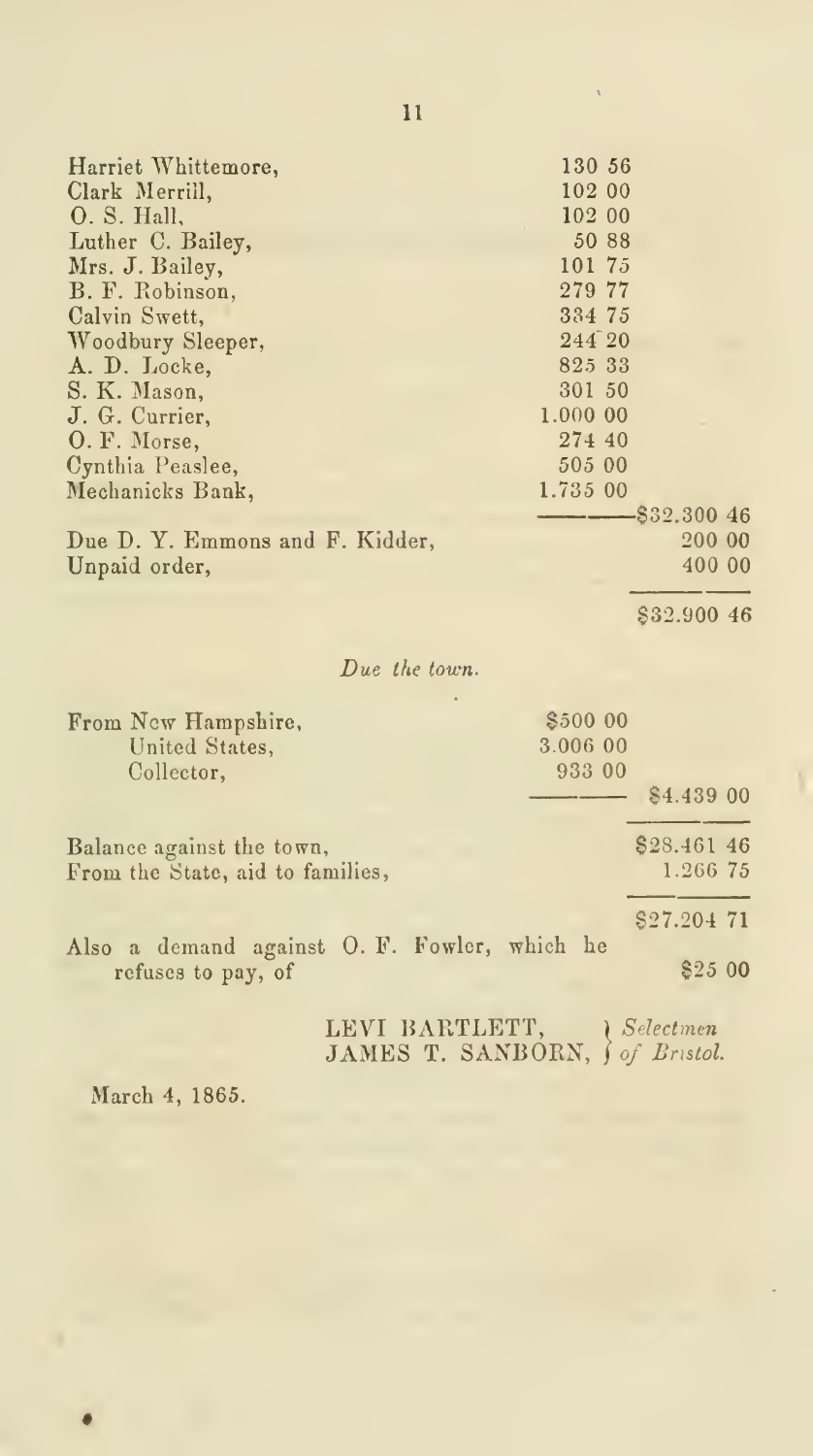| | | |
|---|---|---|
| Harriet Whittemore, | 130 56 | |
| Clark Merrill, | 102 00 | |
| O. S. Hall, | 102 00 | |
| Luther C. Bailey, | 50 88 | |
| Mrs. J. Bailey, | 101 75 | |
| B. F. Robinson, | 279 77 | |
| Calvin Swett, | 334 75 | |
| Woodbury Sleeper, | 244 20 | |
| A. D. Locke, | 825 33 | |
| S. K. Mason, | 301 50 | |
| J. G. Currier, | 1.000 00 | |
| O. F. Morse, | 274 40 | |
| Cynthia Peaslee, | 505 00 | |
| Mechanicks Bank, | 1.735 00 | |
| | | $32.300 46 |
| Due D. Y. Emmons and F. Kidder, | | 200 00 |
| Unpaid order, | | 400 00 |
| | | $32.900 46 |

*Due the town.*

| | | |
|---|---|---|
| From New Hampshire, | $500 00 | |
| United States, | 3.006 00 | |
| Collector, | 933 00 | |
| | | $4.439 00 |
| Balance against the town, | | $28.461 46 |
| From the State, aid to families, | | 1.266 75 |
| | | $27.204 71 |
| Also a demand against O. F. Fowler, which he refuses to pay, of | | $25 00 |

LEVI BARTLETT,
JAMES T. SANBORN, } *Selectmen of Bristol.*

March 4, 1865.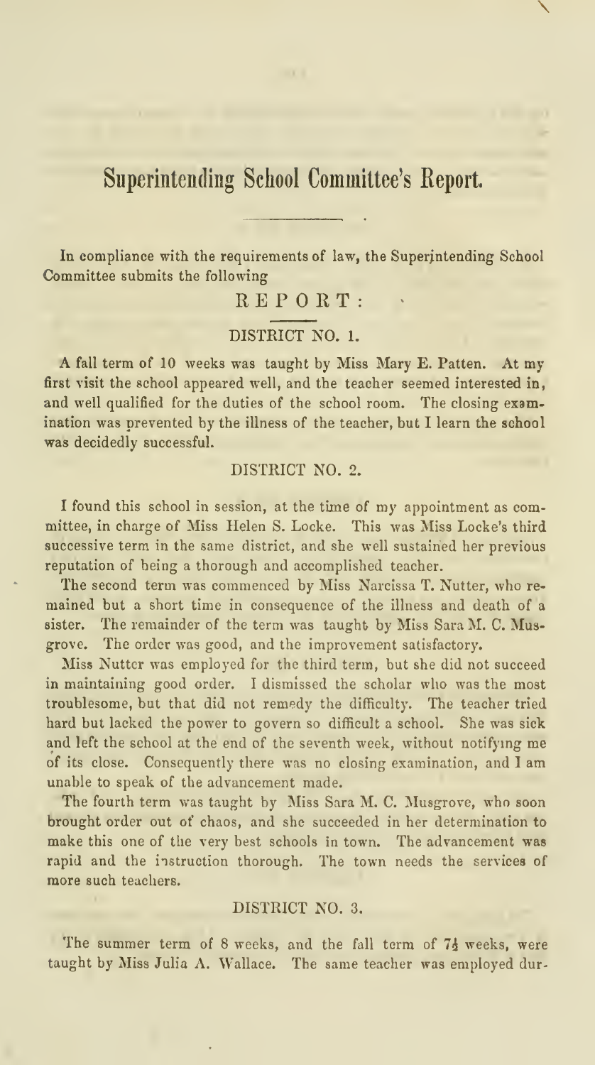# Superintending School Committee's Report.

In compliance with the requirements of law, the Superintending School Committee submits the following

## REPORT:

### DISTRICT NO. 1.

A fall term of 10 weeks was taught by Miss Mary E. Patten. At my first visit the school appeared well, and the teacher seemed interested in, and well qualified for the duties of the school room. The closing examination was prevented by the illness of the teacher, but I learn the school was decidedly successful.

### DISTRICT NO. 2.

I found this school in session, at the time of my appointment as committee, in charge of Miss Helen S. Locke. This was Miss Locke's third successive term in the same district, and she well sustained her previous reputation of being a thorough and accomplished teacher.

The second term was commenced by Miss Narcissa T. Nutter, who remained but a short time in consequence of the illness and death of a sister. The remainder of the term was taught by Miss Sara M. C. Musgrove. The order was good, and the improvement satisfactory.

Miss Nutter was employed for the third term, but she did not succeed in maintaining good order. I dismissed the scholar who was the most troublesome, but that did not remedy the difficulty. The teacher tried hard but lacked the power to govern so difficult a school. She was sick and left the school at the end of the seventh week, without notifying me of its close. Consequently there was no closing examination, and I am unable to speak of the advancement made.

The fourth term was taught by Miss Sara M. C. Musgrove, who soon brought order out of chaos, and she succeeded in her determination to make this one of the very best schools in town. The advancement was rapid and the instruction thorough. The town needs the services of more such teachers.

### DISTRICT NO. 3.

The summer term of 8 weeks, and the fall term of 7½ weeks, were taught by Miss Julia A. Wallace. The same teacher was employed dur-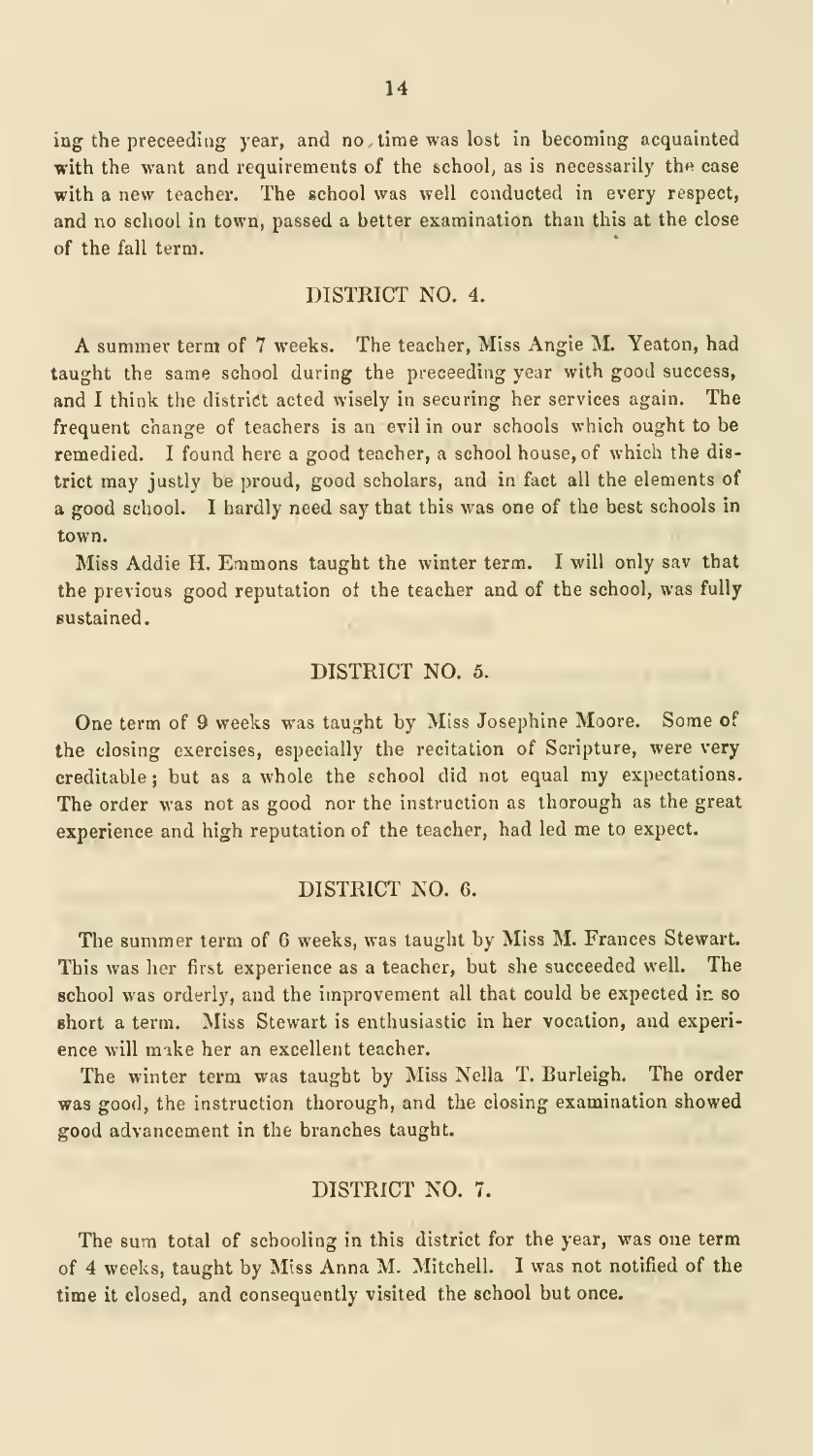ing the preceeding year, and no time was lost in becoming acquainted with the want and requirements of the school, as is necessarily the case with a new teacher. The school was well conducted in every respect, and no school in town, passed a better examination than this at the close of the fall term.

## DISTRICT NO. 4.

A summer term of 7 weeks. The teacher, Miss Angie M. Yeaton, had taught the same school during the preceeding year with good success, and I think the district acted wisely in securing her services again. The frequent change of teachers is an evil in our schools which ought to be remedied. I found here a good teacher, a school house, of which the district may justly be proud, good scholars, and in fact all the elements of a good school. I hardly need say that this was one of the best schools in town.

Miss Addie H. Emmons taught the winter term. I will only sav that the previous good reputation of the teacher and of the school, was fully sustained.

## DISTRICT NO. 5.

One term of 9 weeks was taught by Miss Josephine Moore. Some of the closing exercises, especially the recitation of Scripture, were very creditable; but as a whole the school did not equal my expectations. The order was not as good nor the instruction as thorough as the great experience and high reputation of the teacher, had led me to expect.

## DISTRICT NO. 6.

The summer term of 6 weeks, was taught by Miss M. Frances Stewart. This was her first experience as a teacher, but she succeeded well. The school was orderly, and the improvement all that could be expected in so short a term. Miss Stewart is enthusiastic in her vocation, and experience will make her an excellent teacher.

The winter term was taught by Miss Nella T. Burleigh. The order was good, the instruction thorough, and the closing examination showed good advancement in the branches taught.

## DISTRICT NO. 7.

The sum total of schooling in this district for the year, was one term of 4 weeks, taught by Miss Anna M. Mitchell. I was not notified of the time it closed, and consequently visited the school but once.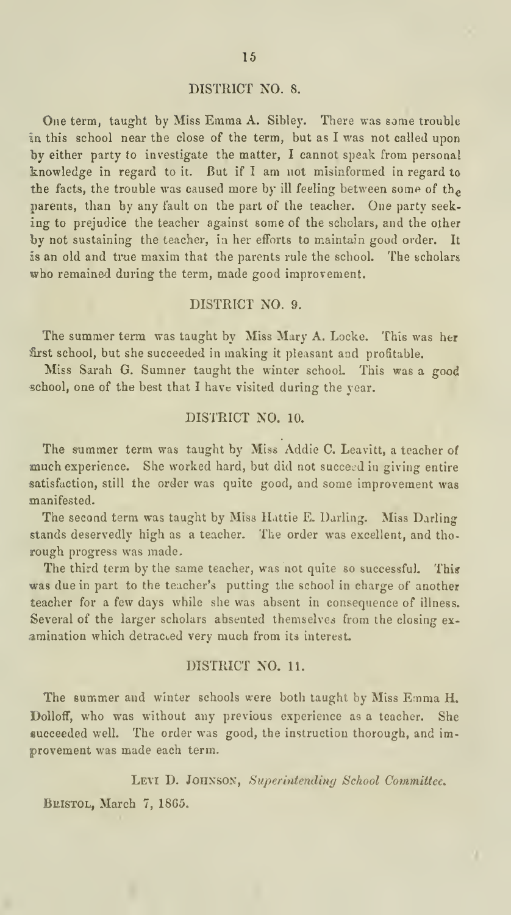## DISTRICT NO. 8.

One term, taught by Miss Emma A. Sibley. There was some trouble in this school near the close of the term, but as I was not called upon by either party to investigate the matter, I cannot speak from personal knowledge in regard to it. But if I am not misinformed in regard to the facts, the trouble was caused more by ill feeling between some of the parents, than by any fault on the part of the teacher. One party seeking to prejudice the teacher against some of the scholars, and the other by not sustaining the teacher, in her efforts to maintain good order. It is an old and true maxim that the parents rule the school. The scholars who remained during the term, made good improvement.

## DISTRICT NO. 9.

The summer term was taught by Miss Mary A. Locke. This was her first school, but she succeeded in making it pleasant and profitable.

Miss Sarah G. Sumner taught the winter school. This was a good school, one of the best that I have visited during the year.

## DISTRICT NO. 10.

The summer term was taught by Miss Addie C. Leavitt, a teacher of much experience. She worked hard, but did not succeed in giving entire satisfaction, still the order was quite good, and some improvement was manifested.

The second term was taught by Miss Hattie E. Darling. Miss Darling stands deservedly high as a teacher. The order was excellent, and thorough progress was made.

The third term by the same teacher, was not quite so successful. This was due in part to the teacher's putting the school in charge of another teacher for a few days while she was absent in consequence of illness. Several of the larger scholars absented themselves from the closing examination which detracted very much from its interest.

## DISTRICT NO. 11.

The summer and winter schools were both taught by Miss Emma H. Dolloff, who was without any previous experience as a teacher. She succeeded well. The order was good, the instruction thorough, and improvement was made each term.

LEVI D. JOHNSON, *Superintending School Committee.*

BRISTOL, March 7, 1865.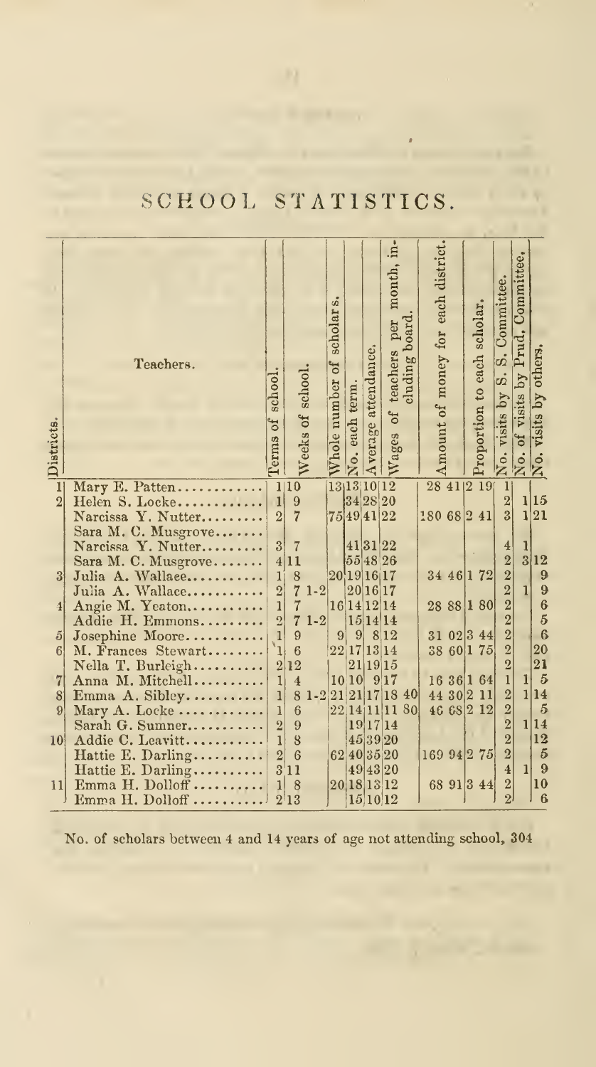# SCHOOL STATISTICS.

| Districts. | Teachers. | Terms of school. | Weeks of school. | Whole number of scholars. | No. each term. | Average attendance. | Wages of teachers per month, including board. | Amount of money for each district. | Proportion to each scholar. | No. visits by S. S. Committee. | No. of visits by Prud. Committee. | No. visits by others. |
|---|---|---|---|---|---|---|---|---|---|---|---|---|
| 1 | Mary E. Patten | 1 | 10 | 13 | 13 | 10 | 12 | 28 41 | 2 19 | 1 | | |
| 2 | Helen S. Locke | 1 | 9 | | 34 | 28 | 20 | | | 2 | 1 | 15 |
| | Narcissa Y. Nutter | 2 | 7 | 75 | 49 | 41 | 22 | 180 68 | 2 41 | 3 | 1 | 21 |
| | Sara M. C. Musgrove | | | | | | | | | | | |
| | Narcissa Y. Nutter | 3 | 7 | | 41 | 31 | 22 | | | 4 | 1 | |
| | Sara M. C. Musgrove | 4 | 11 | | 55 | 48 | 26 | | | 2 | 3 | 12 |
| 3 | Julia A. Wallace | 1 | 8 | 20 | 19 | 16 | 17 | 34 46 | 1 72 | 2 | | 9 |
| | Julia A. Wallace | 2 | 7 1-2 | | 20 | 16 | 17 | | | 2 | 1 | 9 |
| 4 | Angie M. Yeaton | 1 | 7 | 16 | 14 | 12 | 14 | 28 88 | 1 80 | 2 | | 6 |
| | Addie H. Emmons | 2 | 7 1-2 | | 15 | 14 | 14 | | | 2 | | 5 |
| 5 | Josephine Moore | 1 | 9 | 9 | 9 | 8 | 12 | 31 02 | 3 44 | 2 | | 6 |
| 6 | M. Frances Stewart | 1 | 6 | 22 | 17 | 13 | 14 | 38 60 | 1 75 | 2 | | 20 |
| | Nella T. Burleigh | 2 | 12 | | 21 | 19 | 15 | | | 2 | | 21 |
| 7 | Anna M. Mitchell | 1 | 4 | 10 | 10 | 9 | 17 | 16 36 | 1 64 | 1 | 1 | 5 |
| 8 | Emma A. Sibley | 1 | 8 1-2 | 21 | 21 | 17 | 18 40 | 44 30 | 2 11 | 2 | 1 | 14 |
| 9 | Mary A. Locke | 1 | 6 | 22 | 14 | 11 | 11 80 | 46 68 | 2 12 | 2 | | 5 |
| | Sarah G. Sumner | 2 | 9 | | 19 | 17 | 14 | | | 2 | 1 | 14 |
| 10 | Addie C. Leavitt | 1 | 8 | | 45 | 39 | 20 | | | 2 | | 12 |
| | Hattie E. Darling | 2 | 6 | 62 | 40 | 35 | 20 | 169 94 | 2 75 | 2 | | 5 |
| | Hattie E. Darling | 3 | 11 | | 49 | 43 | 20 | | | 4 | 1 | 9 |
| 11 | Emma H. Dolloff | 1 | 8 | 20 | 18 | 13 | 12 | 68 91 | 3 44 | 2 | | 10 |
| | Emma H. Dolloff | 2 | 13 | | 15 | 10 | 12 | | | 2 | | 6 |

No. of scholars between 4 and 14 years of age not attending school, 304